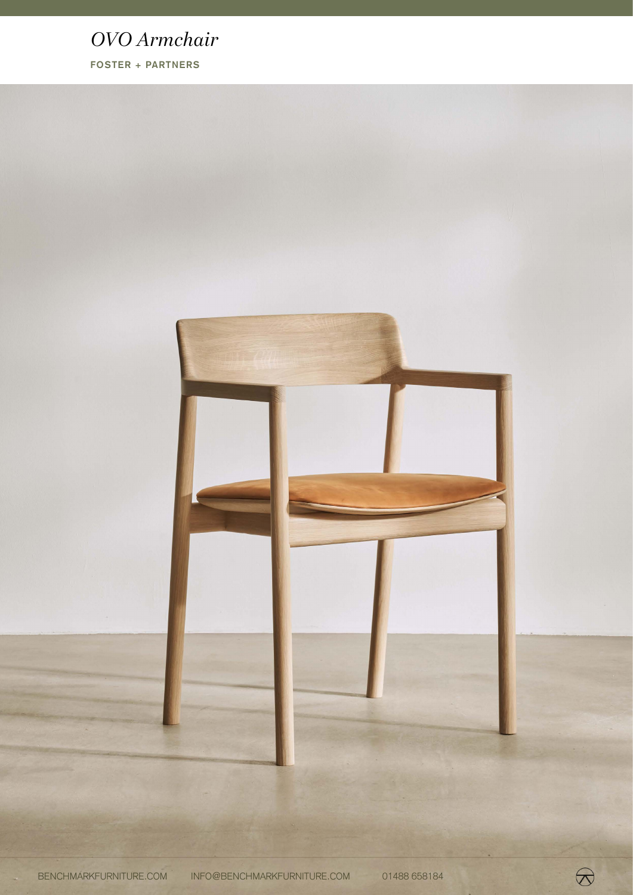# *OVO Armchair*

**FOSTER + PARTNERS**

BENCHMARKFURNITURE.COM INFO@BENCHMARKFURNITURE.COM 01488 658184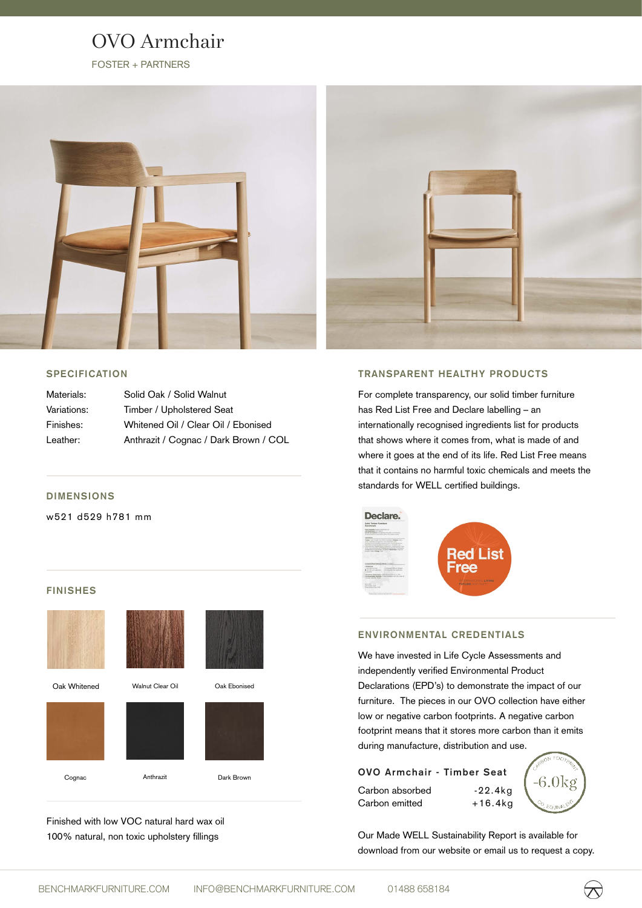# OVO Armchair

FOSTER + PARTNERS

## SPECIFICATION

| | |
|---|---|
| Materials: | Solid Oak / Solid Walnut |
| Variations: | Timber / Upholstered Seat |
| Finishes: | Whitened Oil / Clear Oil / Ebonised |
| Leather: | Anthrazit / Cognac / Dark Brown / COL |

## DIMENSIONS

w521 d529 h781 mm

## FINISHES

Oak Whitened

Walnut Clear Oil

Oak Ebonised

Cognac

Anthrazit

Dark Brown

Finished with low VOC natural hard wax oil
100% natural, non toxic upholstery fillings

## TRANSPARENT HEALTHY PRODUCTS

For complete transparency, our solid timber furniture has Red List Free and Declare labelling – an internationally recognised ingredients list for products that shows where it comes from, what is made of and where it goes at the end of its life. Red List Free means that it contains no harmful toxic chemicals and meets the standards for WELL certified buildings.

Declare.

Red List Free

## ENVIRONMENTAL CREDENTIALS

We have invested in Life Cycle Assessments and independently verified Environmental Product Declarations (EPD's) to demonstrate the impact of our furniture. The pieces in our OVO collection have either low or negative carbon footprints. A negative carbon footprint means that it stores more carbon than it emits during manufacture, distribution and use.

**OVO Armchair - Timber Seat**

| | |
|---|---|
| Carbon absorbed | -22.4kg |
| Carbon emitted | +16.4kg |

CARBON FOOTPRINT -6.0kg $CO_2$ EQUIVALENT

Our Made WELL Sustainability Report is available for download from our website or email us to request a copy.

BENCHMARKFURNITURE.COM INFO@BENCHMARKFURNITURE.COM 01488 658184